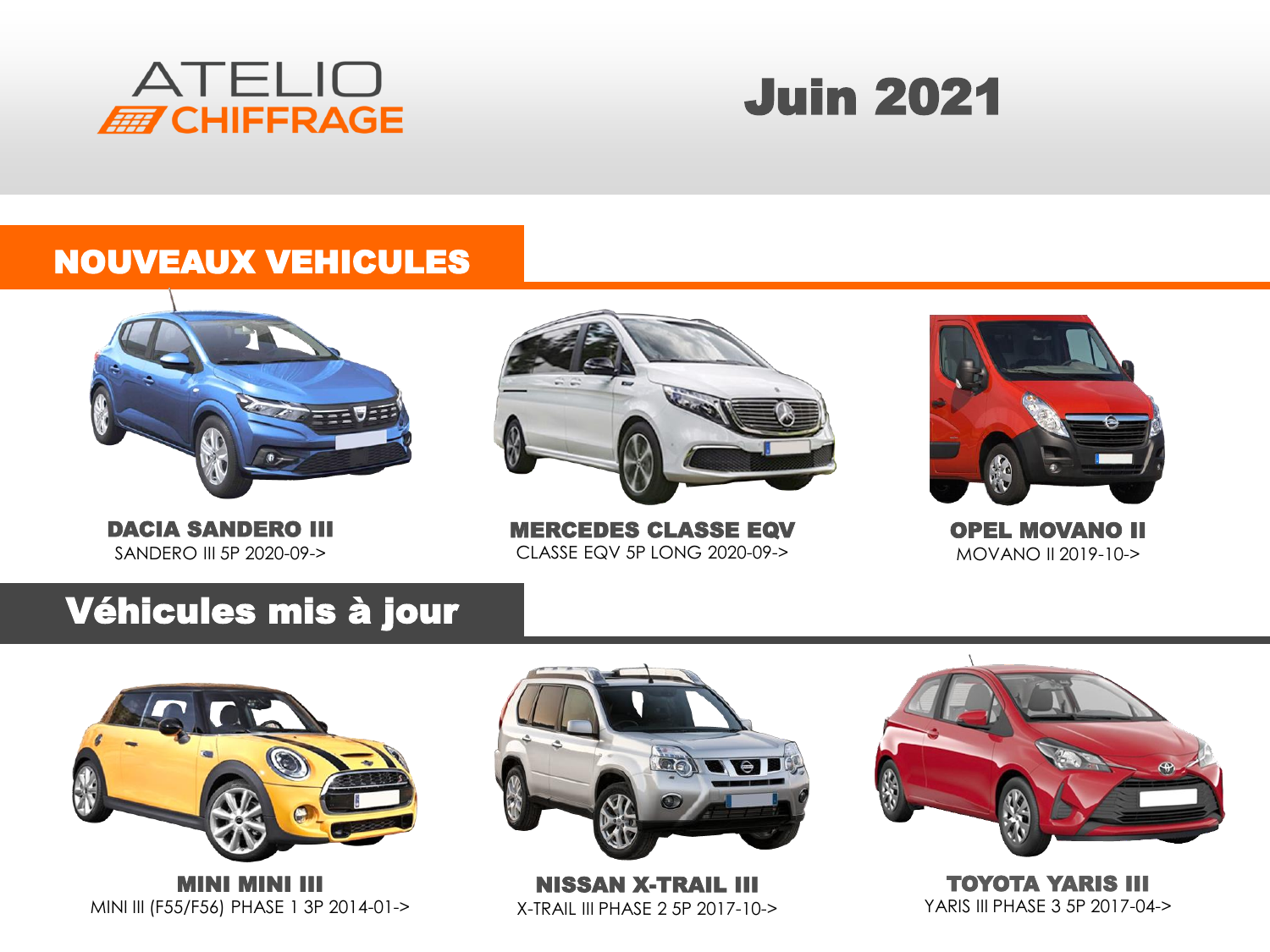ATELIO CHIFFRAGE

# Juin 2021

## NOUVEAUX VEHICULES

**DACIA SANDERO III**
SANDERO III 5P 2020-09->

**MERCEDES CLASSE EQV**
CLASSE EQV 5P LONG 2020-09->

**OPEL MOVANO II**
MOVANO II 2019-10->

## Véhicules mis à jour

**MINI MINI III**
MINI III (F55/F56) PHASE 1 3P 2014-01->

**NISSAN X-TRAIL III**
X-TRAIL III PHASE 2 5P 2017-10->

**TOYOTA YARIS III**
YARIS III PHASE 3 5P 2017-04->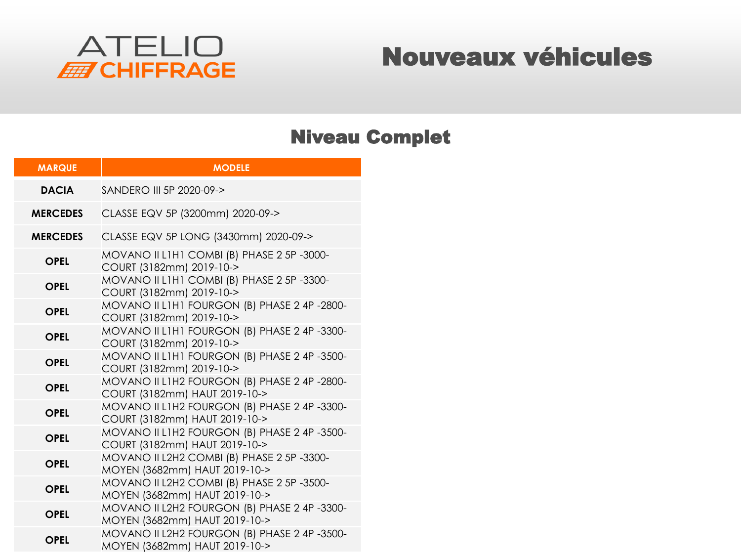ATELIO CHIFFRAGE

# Nouveaux véhicules

## Niveau Complet

| MARQUE | MODELE |
|---|---|
| **DACIA** | SANDERO III 5P 2020-09-> |
| **MERCEDES** | CLASSE EQV 5P (3200mm) 2020-09-> |
| **MERCEDES** | CLASSE EQV 5P LONG (3430mm) 2020-09-> |
| **OPEL** | MOVANO II L1H1 COMBI (B) PHASE 2 5P -3000- COURT (3182mm) 2019-10-> |
| **OPEL** | MOVANO II L1H1 COMBI (B) PHASE 2 5P -3300- COURT (3182mm) 2019-10-> |
| **OPEL** | MOVANO II L1H1 FOURGON (B) PHASE 2 4P -2800- COURT (3182mm) 2019-10-> |
| **OPEL** | MOVANO II L1H1 FOURGON (B) PHASE 2 4P -3300- COURT (3182mm) 2019-10-> |
| **OPEL** | MOVANO II L1H1 FOURGON (B) PHASE 2 4P -3500- COURT (3182mm) 2019-10-> |
| **OPEL** | MOVANO II L1H2 FOURGON (B) PHASE 2 4P -2800- COURT (3182mm) HAUT 2019-10-> |
| **OPEL** | MOVANO II L1H2 FOURGON (B) PHASE 2 4P -3300- COURT (3182mm) HAUT 2019-10-> |
| **OPEL** | MOVANO II L1H2 FOURGON (B) PHASE 2 4P -3500- COURT (3182mm) HAUT 2019-10-> |
| **OPEL** | MOVANO II L2H2 COMBI (B) PHASE 2 5P -3300- MOYEN (3682mm) HAUT 2019-10-> |
| **OPEL** | MOVANO II L2H2 COMBI (B) PHASE 2 5P -3500- MOYEN (3682mm) HAUT 2019-10-> |
| **OPEL** | MOVANO II L2H2 FOURGON (B) PHASE 2 4P -3300- MOYEN (3682mm) HAUT 2019-10-> |
| **OPEL** | MOVANO II L2H2 FOURGON (B) PHASE 2 4P -3500- MOYEN (3682mm) HAUT 2019-10-> |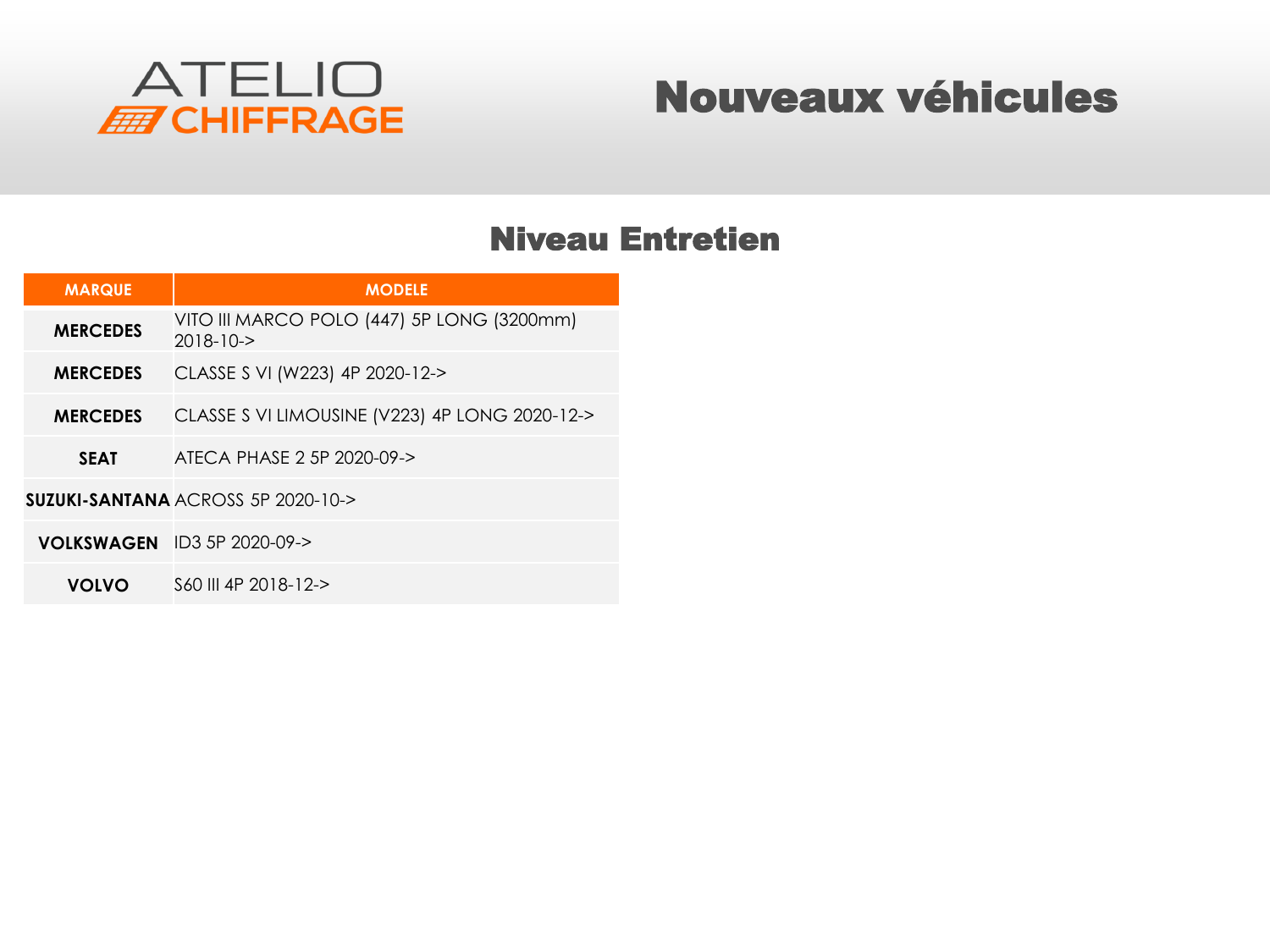ATELIO CHIFFRAGE

# Nouveaux véhicules

## Niveau Entretien

| MARQUE | MODELE |
| --- | --- |
| **MERCEDES** | VITO III MARCO POLO (447) 5P LONG (3200mm) 2018-10-> |
| **MERCEDES** | CLASSE S VI (W223) 4P 2020-12-> |
| **MERCEDES** | CLASSE S VI LIMOUSINE (V223) 4P LONG 2020-12-> |
| **SEAT** | ATECA PHASE 2 5P 2020-09-> |
| **SUZUKI-SANTANA** | ACROSS 5P 2020-10-> |
| **VOLKSWAGEN** | ID3 5P 2020-09-> |
| **VOLVO** | S60 III 4P 2018-12-> |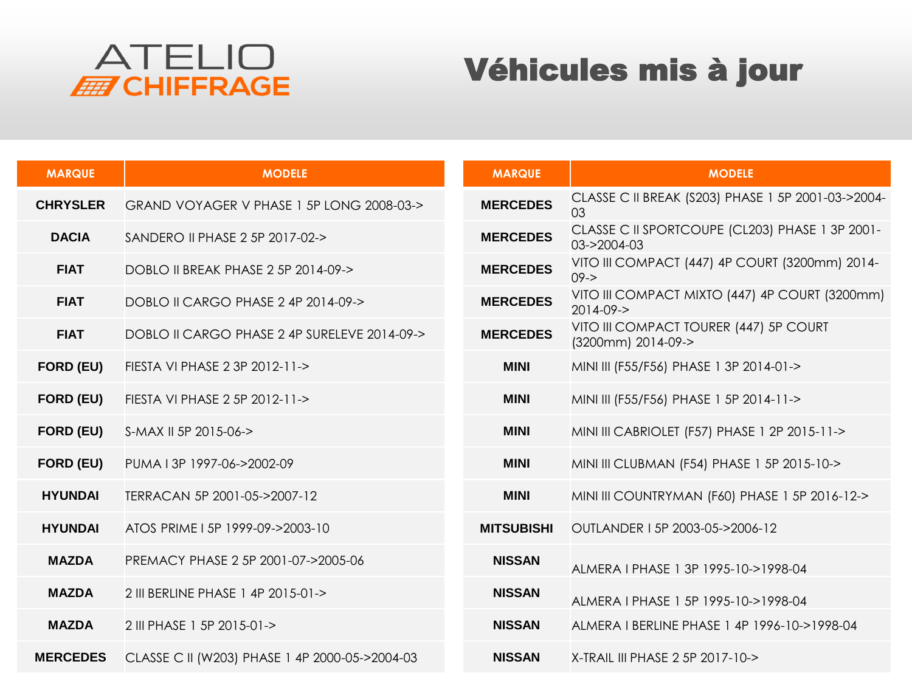ATELIO CHIFFRAGE

# Véhicules mis à jour

| MARQUE | MODELE |
|---|---|
| CHRYSLER | GRAND VOYAGER V PHASE 1 5P LONG 2008-03-> |
| DACIA | SANDERO II PHASE 2 5P 2017-02-> |
| FIAT | DOBLO II BREAK PHASE 2 5P 2014-09-> |
| FIAT | DOBLO II CARGO PHASE 2 4P 2014-09-> |
| FIAT | DOBLO II CARGO PHASE 2 4P SURELEVE 2014-09-> |
| FORD (EU) | FIESTA VI PHASE 2 3P 2012-11-> |
| FORD (EU) | FIESTA VI PHASE 2 5P 2012-11-> |
| FORD (EU) | S-MAX II 5P 2015-06-> |
| FORD (EU) | PUMA I 3P 1997-06->2002-09 |
| HYUNDAI | TERRACAN 5P 2001-05->2007-12 |
| HYUNDAI | ATOS PRIME I 5P 1999-09->2003-10 |
| MAZDA | PREMACY PHASE 2 5P 2001-07->2005-06 |
| MAZDA | 2 III BERLINE PHASE 1 4P 2015-01-> |
| MAZDA | 2 III PHASE 1 5P 2015-01-> |
| MERCEDES | CLASSE C II (W203) PHASE 1 4P 2000-05->2004-03 |

| MARQUE | MODELE |
|---|---|
| MERCEDES | CLASSE C II BREAK (S203) PHASE 1 5P 2001-03->2004-03 |
| MERCEDES | CLASSE C II SPORTCOUPE (CL203) PHASE 1 3P 2001-03->2004-03 |
| MERCEDES | VITO III COMPACT (447) 4P COURT (3200mm) 2014-09-> |
| MERCEDES | VITO III COMPACT MIXTO (447) 4P COURT (3200mm) 2014-09-> |
| MERCEDES | VITO III COMPACT TOURER (447) 5P COURT (3200mm) 2014-09-> |
| MINI | MINI III (F55/F56) PHASE 1 3P 2014-01-> |
| MINI | MINI III (F55/F56) PHASE 1 5P 2014-11-> |
| MINI | MINI III CABRIOLET (F57) PHASE 1 2P 2015-11-> |
| MINI | MINI III CLUBMAN (F54) PHASE 1 5P 2015-10-> |
| MINI | MINI III COUNTRYMAN (F60) PHASE 1 5P 2016-12-> |
| MITSUBISHI | OUTLANDER I 5P 2003-05->2006-12 |
| NISSAN | ALMERA I PHASE 1 3P 1995-10->1998-04 |
| NISSAN | ALMERA I PHASE 1 5P 1995-10->1998-04 |
| NISSAN | ALMERA I BERLINE PHASE 1 4P 1996-10->1998-04 |
| NISSAN | X-TRAIL III PHASE 2 5P 2017-10-> |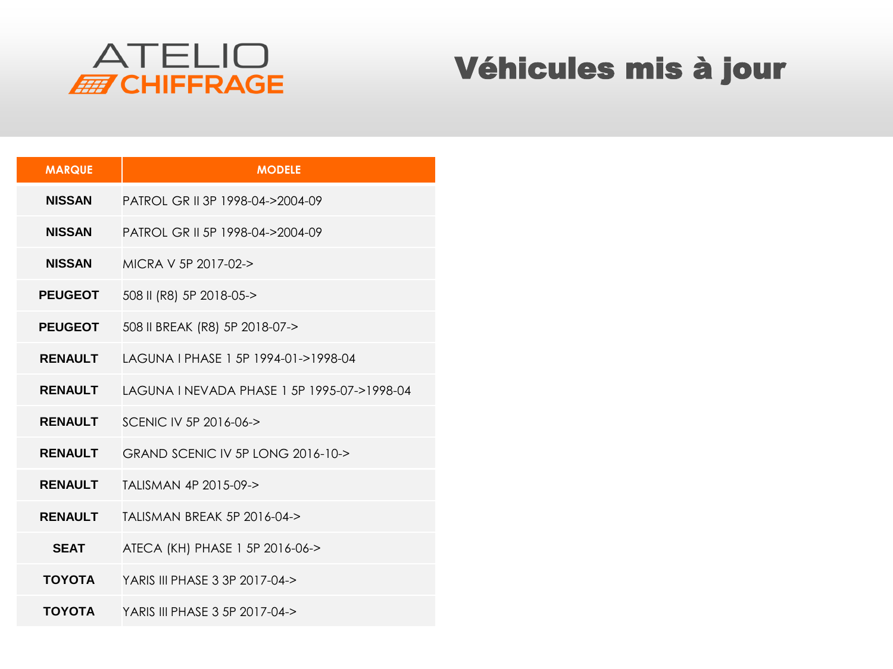ATELIO CHIFFRAGE

# Véhicules mis à jour

| MARQUE | MODELE |
| --- | --- |
| NISSAN | PATROL GR II 3P 1998-04->2004-09 |
| NISSAN | PATROL GR II 5P 1998-04->2004-09 |
| NISSAN | MICRA V 5P 2017-02-> |
| PEUGEOT | 508 II (R8) 5P 2018-05-> |
| PEUGEOT | 508 II BREAK (R8) 5P 2018-07-> |
| RENAULT | LAGUNA I PHASE 1 5P 1994-01->1998-04 |
| RENAULT | LAGUNA I NEVADA PHASE 1 5P 1995-07->1998-04 |
| RENAULT | SCENIC IV 5P 2016-06-> |
| RENAULT | GRAND SCENIC IV 5P LONG 2016-10-> |
| RENAULT | TALISMAN 4P 2015-09-> |
| RENAULT | TALISMAN BREAK 5P 2016-04-> |
| SEAT | ATECA (KH) PHASE 1 5P 2016-06-> |
| TOYOTA | YARIS III PHASE 3 3P 2017-04-> |
| TOYOTA | YARIS III PHASE 3 5P 2017-04-> |